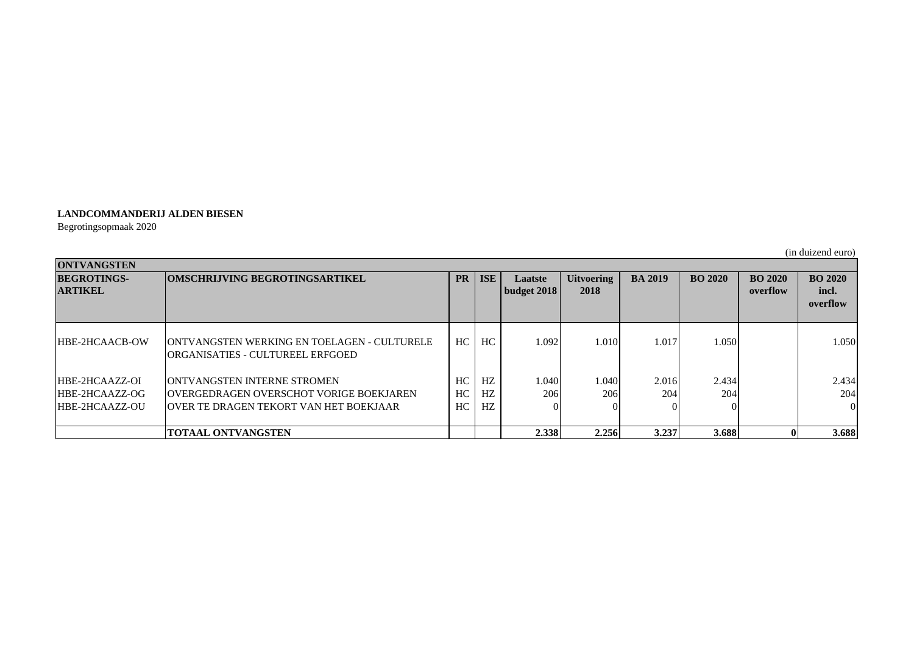**LANDCOMMANDERIJ ALDEN BIESEN**
Begrotingsopmaak 2020

(in duizend euro)

| ONTVANGSTEN | | | | | | | | | | |
|---|---|---|---|---|---|---|---|---|---|---|
| **BEGROTINGS-ARTIKEL** | **OMSCHRIJVING BEGROTINGSARTIKEL** | **PR** | **ISE** | **Laatste budget 2018** | **Uitvoering 2018** | **BA 2019** | **BO 2020** | **BO 2020 overflow** | **BO 2020 incl. overflow** |
| HBE-2HCAACB-OW | ONTVANGSTEN WERKING EN TOELAGEN - CULTURELE ORGANISATIES - CULTUREEL ERFGOED | HC | HC | 1.092 | 1.010 | 1.017 | 1.050 | | 1.050 |
| HBE-2HCAAZZ-OI | ONTVANGSTEN INTERNE STROMEN | HC | HZ | 1.040 | 1.040 | 2.016 | 2.434 | | 2.434 |
| HBE-2HCAAZZ-OG | OVERGEDRAGEN OVERSCHOT VORIGE BOEKJAREN | HC | HZ | 206 | 206 | 204 | 204 | | 204 |
| HBE-2HCAAZZ-OU | OVER TE DRAGEN TEKORT VAN HET BOEKJAAR | HC | HZ | 0 | 0 | 0 | 0 | | 0 |
| | **TOTAAL ONTVANGSTEN** | | | **2.338** | **2.256** | **3.237** | **3.688** | **0** | **3.688** |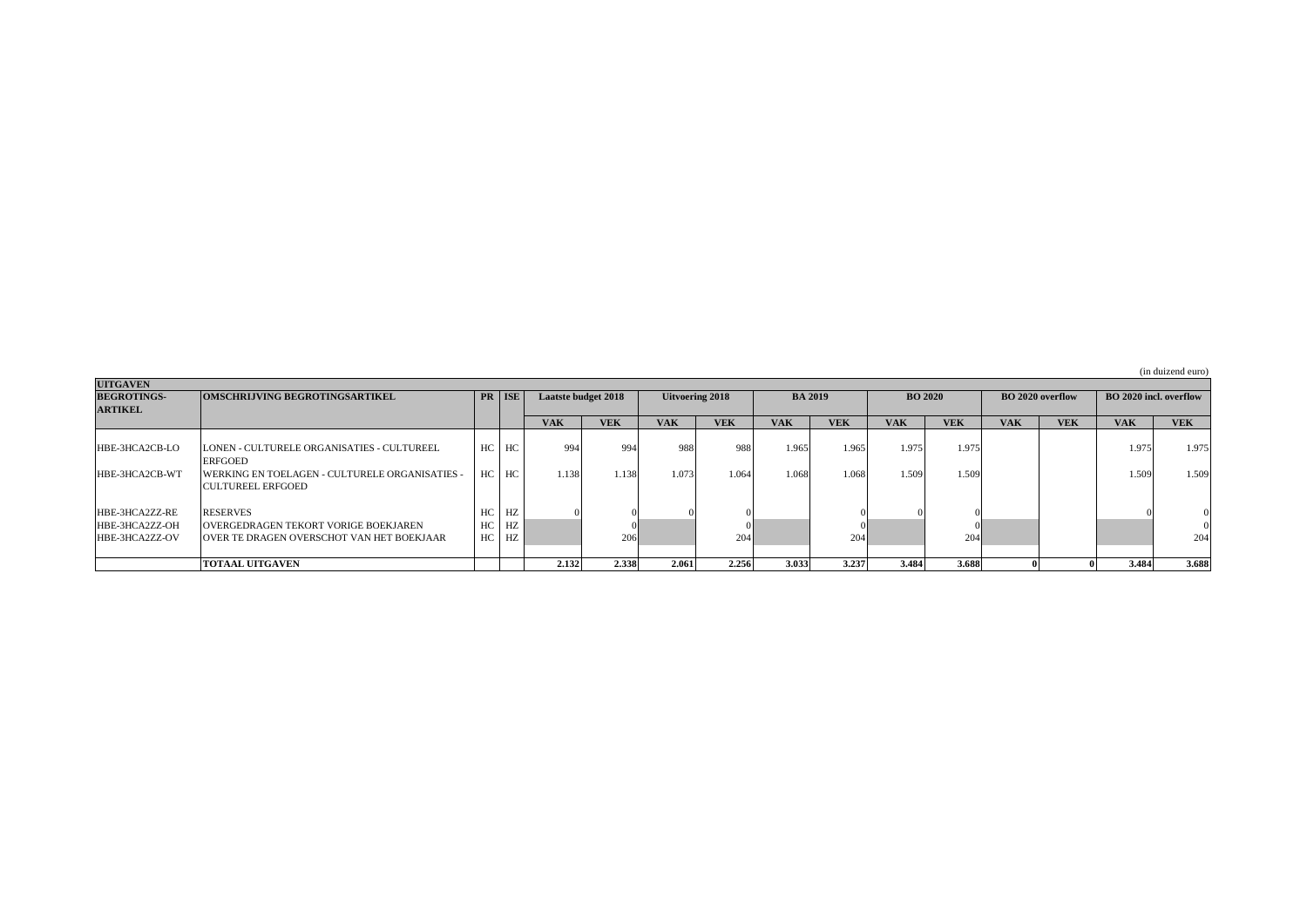(in duizend euro)

| UITGAVEN | | | | | | | | | | | | | | | | |
|---|---|---|---|---|---|---|---|---|---|---|---|---|---|---|---|---|
| **BEGROTINGS-ARTIKEL** | **OMSCHRIJVING BEGROTINGSARTIKEL** | **PR** | **ISE** | **Laatste budget 2018** | | **Uitvoering 2018** | | **BA 2019** | | **BO 2020** | | **BO 2020 overflow** | | **BO 2020 incl. overflow** | |
| | | | | **VAK** | **VEK** | **VAK** | **VEK** | **VAK** | **VEK** | **VAK** | **VEK** | **VAK** | **VEK** | **VAK** | **VEK** |
| HBE-3HCA2CB-LO | LONEN - CULTURELE ORGANISATIES - CULTUREEL ERFGOED | HC | HC | 994 | 994 | 988 | 988 | 1.965 | 1.965 | 1.975 | 1.975 | | | 1.975 | 1.975 |
| HBE-3HCA2CB-WT | WERKING EN TOELAGEN - CULTURELE ORGANISATIES - CULTUREEL ERFGOED | HC | HC | 1.138 | 1.138 | 1.073 | 1.064 | 1.068 | 1.068 | 1.509 | 1.509 | | | 1.509 | 1.509 |
| HBE-3HCA2ZZ-RE | RESERVES | HC | HZ | 0 | 0 | 0 | 0 | | 0 | 0 | 0 | | | 0 | 0 |
| HBE-3HCA2ZZ-OH | OVERGEDRAGEN TEKORT VORIGE BOEKJAREN | HC | HZ | | 0 | | 0 | | 0 | | 0 | | | | 0 |
| HBE-3HCA2ZZ-OV | OVER TE DRAGEN OVERSCHOT VAN HET BOEKJAAR | HC | HZ | | 206 | | 204 | | 204 | | 204 | | | | 204 |
| | **TOTAAL UITGAVEN** | | | **2.132** | **2.338** | **2.061** | **2.256** | **3.033** | **3.237** | **3.484** | **3.688** | **0** | **0** | **3.484** | **3.688** |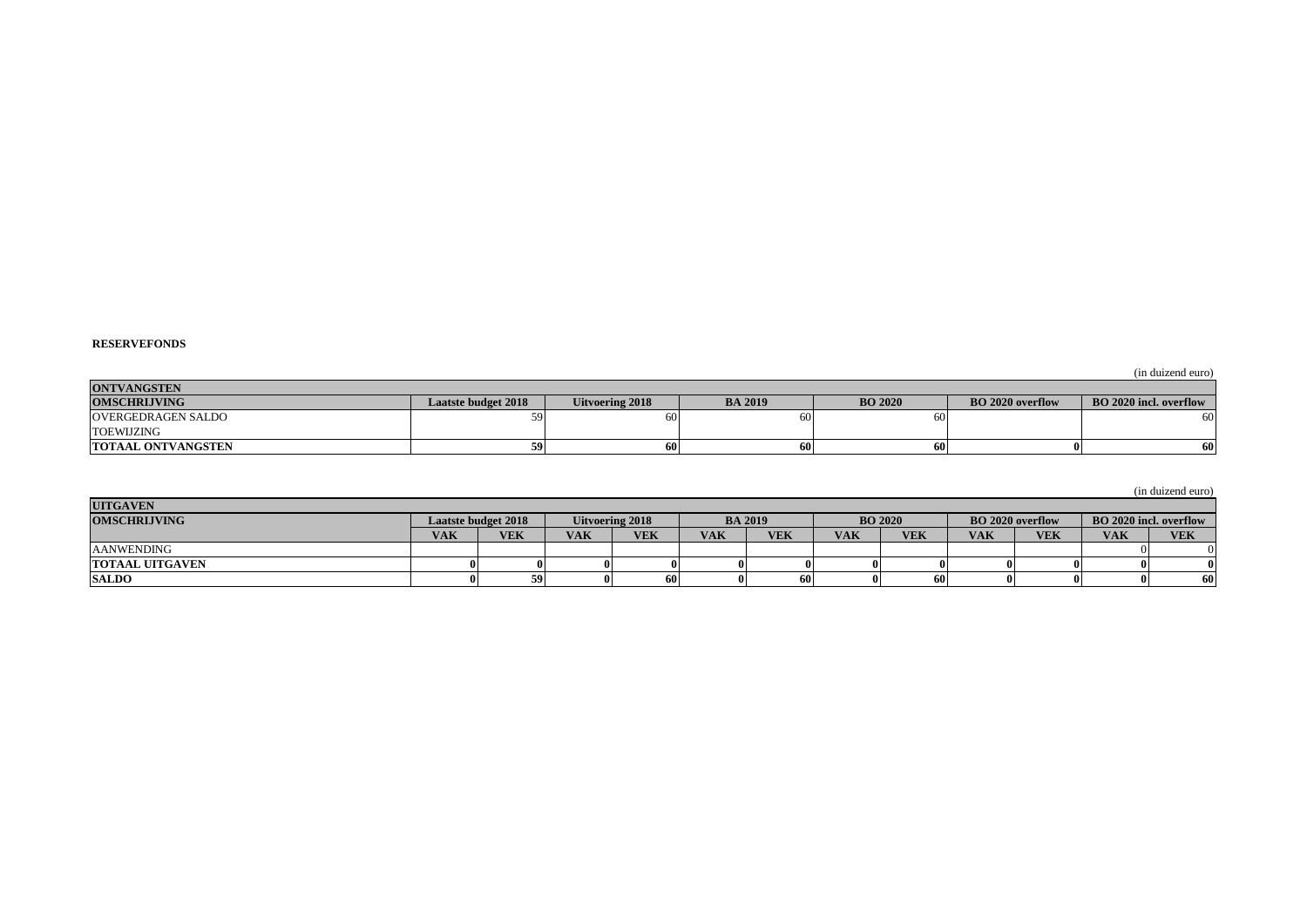**RESERVEFONDS**

(in duizend euro)

| ONTVANGSTEN | | | | | | |
|---|---|---|---|---|---|---|
| **OMSCHRIJVING** | **Laatste budget 2018** | **Uitvoering 2018** | **BA 2019** | **BO 2020** | **BO 2020 overflow** | **BO 2020 incl. overflow** |
| OVERGEDRAGEN SALDO | 59 | 60 | 60 | 60 | | 60 |
| TOEWIJZING | | | | | | |
| **TOTAAL ONTVANGSTEN** | **59** | **60** | **60** | **60** | **0** | **60** |

(in duizend euro)

| UITGAVEN | | | | | | | | | | | | |
|---|---|---|---|---|---|---|---|---|---|---|---|---|
| **OMSCHRIJVING** | **Laatste budget 2018** | | **Uitvoering 2018** | | **BA 2019** | | **BO 2020** | | **BO 2020 overflow** | | **BO 2020 incl. overflow** | |
| | **VAK** | **VEK** | **VAK** | **VEK** | **VAK** | **VEK** | **VAK** | **VEK** | **VAK** | **VEK** | **VAK** | **VEK** |
| AANWENDING | | | | | | | | | | | 0 | 0 |
| **TOTAAL UITGAVEN** | **0** | **0** | **0** | **0** | **0** | **0** | **0** | **0** | **0** | **0** | **0** | **0** |
| **SALDO** | **0** | **59** | **0** | **60** | **0** | **60** | **0** | **60** | **0** | **0** | **0** | **60** |